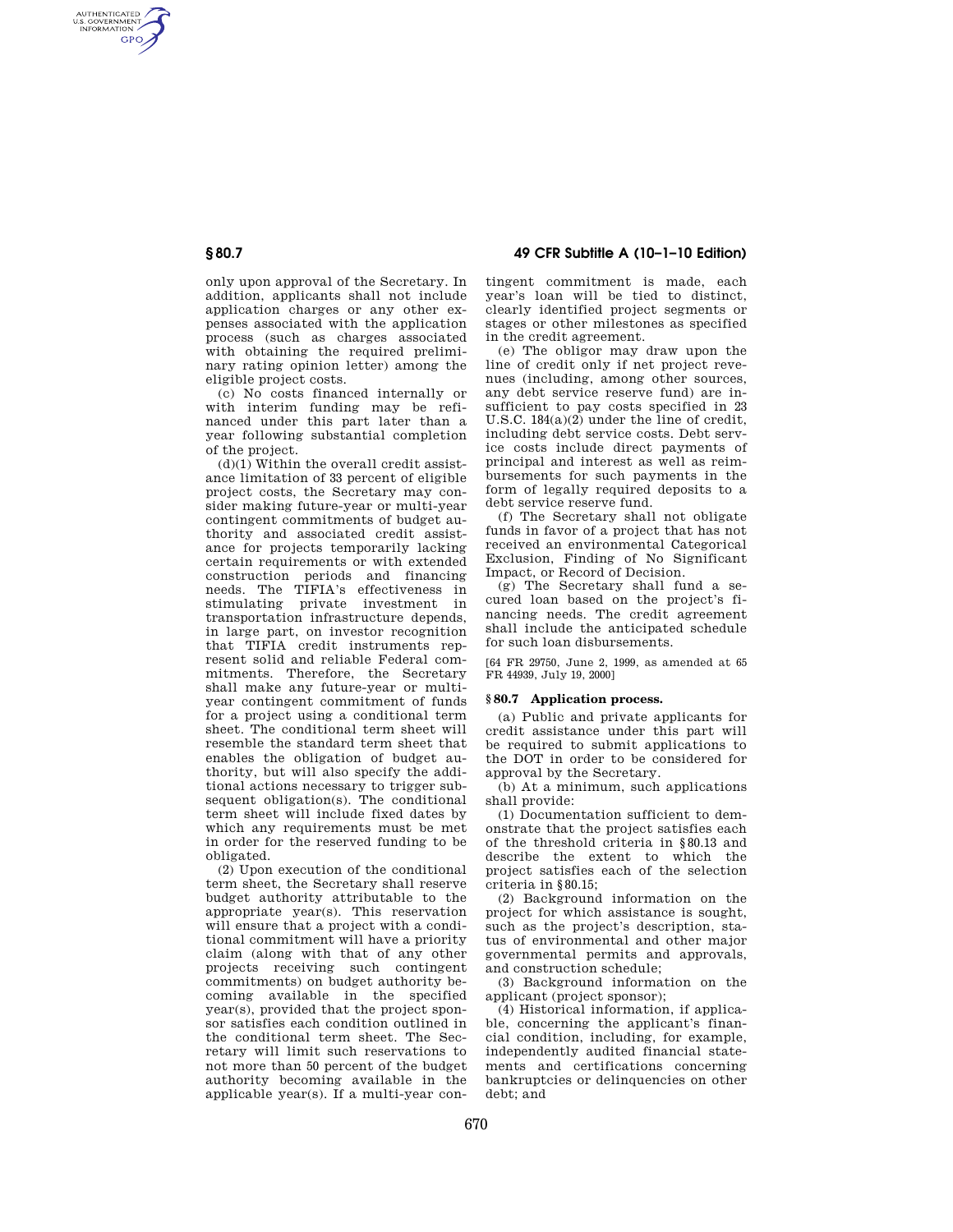only upon approval of the Secretary. In addition, applicants shall not include application charges or any other expenses associated with the application process (such as charges associated with obtaining the required preliminary rating opinion letter) among the eligible project costs.

(c) No costs financed internally or with interim funding may be refinanced under this part later than a year following substantial completion of the project.

(d)(1) Within the overall credit assistance limitation of 33 percent of eligible project costs, the Secretary may consider making future-year or multi-year contingent commitments of budget authority and associated credit assistance for projects temporarily lacking certain requirements or with extended construction periods and financing needs. The TIFIA's effectiveness in stimulating private investment in transportation infrastructure depends, in large part, on investor recognition that TIFIA credit instruments represent solid and reliable Federal commitments. Therefore, the Secretary shall make any future-year or multi-year contingent commitment of funds for a project using a conditional term sheet. The conditional term sheet will resemble the standard term sheet that enables the obligation of budget authority, but will also specify the additional actions necessary to trigger subsequent obligation(s). The conditional term sheet will include fixed dates by which any requirements must be met in order for the reserved funding to be obligated.

(2) Upon execution of the conditional term sheet, the Secretary shall reserve budget authority attributable to the appropriate year(s). This reservation will ensure that a project with a conditional commitment will have a priority claim (along with that of any other projects receiving such contingent commitments) on budget authority becoming available in the specified year(s), provided that the project sponsor satisfies each condition outlined in the conditional term sheet. The Secretary will limit such reservations to not more than 50 percent of the budget authority becoming available in the applicable year(s). If a multi-year contingent commitment is made, each year's loan will be tied to distinct, clearly identified project segments or stages or other milestones as specified in the credit agreement.

(e) The obligor may draw upon the line of credit only if net project revenues (including, among other sources, any debt service reserve fund) are insufficient to pay costs specified in 23 U.S.C. 184(a)(2) under the line of credit, including debt service costs. Debt service costs include direct payments of principal and interest as well as reimbursements for such payments in the form of legally required deposits to a debt service reserve fund.

(f) The Secretary shall not obligate funds in favor of a project that has not received an environmental Categorical Exclusion, Finding of No Significant Impact, or Record of Decision.

(g) The Secretary shall fund a secured loan based on the project's financing needs. The credit agreement shall include the anticipated schedule for such loan disbursements.

[64 FR 29750, June 2, 1999, as amended at 65 FR 44939, July 19, 2000]

## § 80.7 Application process.

(a) Public and private applicants for credit assistance under this part will be required to submit applications to the DOT in order to be considered for approval by the Secretary.

(b) At a minimum, such applications shall provide:

(1) Documentation sufficient to demonstrate that the project satisfies each of the threshold criteria in § 80.13 and describe the extent to which the project satisfies each of the selection criteria in § 80.15;

(2) Background information on the project for which assistance is sought, such as the project's description, status of environmental and other major governmental permits and approvals, and construction schedule;

(3) Background information on the applicant (project sponsor);

(4) Historical information, if applicable, concerning the applicant's financial condition, including, for example, independently audited financial statements and certifications concerning bankruptcies or delinquencies on other debt; and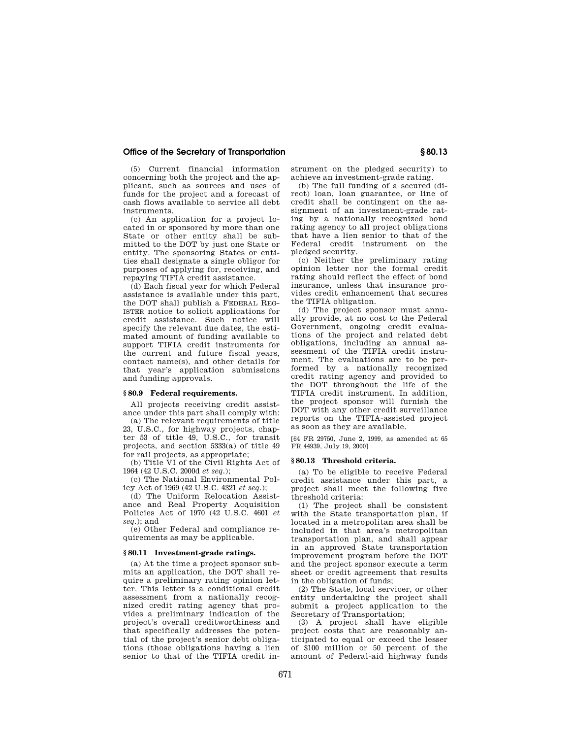(5) Current financial information concerning both the project and the applicant, such as sources and uses of funds for the project and a forecast of cash flows available to service all debt instruments.

(c) An application for a project located in or sponsored by more than one State or other entity shall be submitted to the DOT by just one State or entity. The sponsoring States or entities shall designate a single obligor for purposes of applying for, receiving, and repaying TIFIA credit assistance.

(d) Each fiscal year for which Federal assistance is available under this part, the DOT shall publish a FEDERAL REGISTER notice to solicit applications for credit assistance. Such notice will specify the relevant due dates, the estimated amount of funding available to support TIFIA credit instruments for the current and future fiscal years, contact name(s), and other details for that year's application submissions and funding approvals.

### § 80.9 Federal requirements.

All projects receiving credit assistance under this part shall comply with:

(a) The relevant requirements of title 23, U.S.C., for highway projects, chapter 53 of title 49, U.S.C., for transit projects, and section 5333(a) of title 49 for rail projects, as appropriate;

(b) Title VI of the Civil Rights Act of 1964 (42 U.S.C. 2000d *et seq.*);

(c) The National Environmental Policy Act of 1969 (42 U.S.C. 4321 *et seq.*);

(d) The Uniform Relocation Assistance and Real Property Acquisition Policies Act of 1970 (42 U.S.C. 4601 *et seq.*); and

(e) Other Federal and compliance requirements as may be applicable.

### § 80.11 Investment-grade ratings.

(a) At the time a project sponsor submits an application, the DOT shall require a preliminary rating opinion letter. This letter is a conditional credit assessment from a nationally recognized credit rating agency that provides a preliminary indication of the project's overall creditworthiness and that specifically addresses the potential of the project's senior debt obligations (those obligations having a lien senior to that of the TIFIA credit instrument on the pledged security) to achieve an investment-grade rating.

(b) The full funding of a secured (direct) loan, loan guarantee, or line of credit shall be contingent on the assignment of an investment-grade rating by a nationally recognized bond rating agency to all project obligations that have a lien senior to that of the Federal credit instrument on the pledged security.

(c) Neither the preliminary rating opinion letter nor the formal credit rating should reflect the effect of bond insurance, unless that insurance provides credit enhancement that secures the TIFIA obligation.

(d) The project sponsor must annually provide, at no cost to the Federal Government, ongoing credit evaluations of the project and related debt obligations, including an annual assessment of the TIFIA credit instrument. The evaluations are to be performed by a nationally recognized credit rating agency and provided to the DOT throughout the life of the TIFIA credit instrument. In addition, the project sponsor will furnish the DOT with any other credit surveillance reports on the TIFIA-assisted project as soon as they are available.

[64 FR 29750, June 2, 1999, as amended at 65 FR 44939, July 19, 2000]

### § 80.13 Threshold criteria.

(a) To be eligible to receive Federal credit assistance under this part, a project shall meet the following five threshold criteria:

(1) The project shall be consistent with the State transportation plan, if located in a metropolitan area shall be included in that area's metropolitan transportation plan, and shall appear in an approved State transportation improvement program before the DOT and the project sponsor execute a term sheet or credit agreement that results in the obligation of funds;

(2) The State, local servicer, or other entity undertaking the project shall submit a project application to the Secretary of Transportation;

(3) A project shall have eligible project costs that are reasonably anticipated to equal or exceed the lesser of $100 million or 50 percent of the amount of Federal-aid highway funds